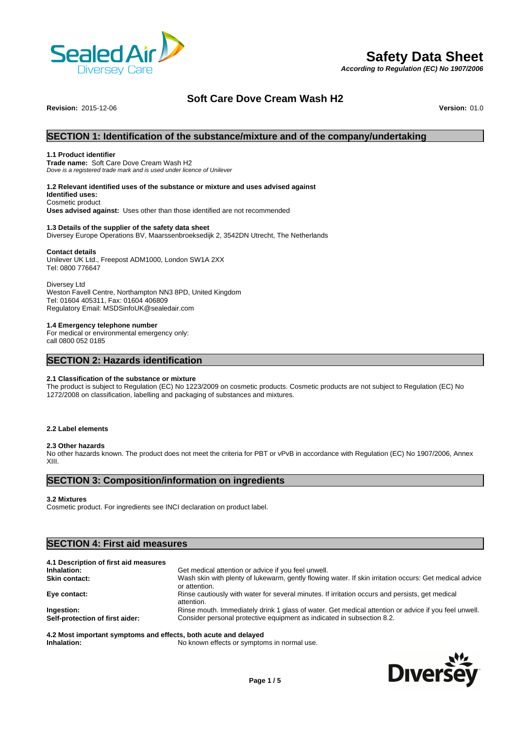# Safety Data Sheet

*According to Regulation (EC) No 1907/2006*

## Soft Care Dove Cream Wash H2

**Revision:** 2015-12-06 **Version:** 01.0

## SECTION 1: Identification of the substance/mixture and of the company/undertaking

### 1.1 Product identifier

**Trade name:** Soft Care Dove Cream Wash H2

*Dove is a registered trade mark and is used under licence of Unilever*

### 1.2 Relevant identified uses of the substance or mixture and uses advised against

**Identified uses:**

Cosmetic product

**Uses advised against:** Uses other than those identified are not recommended

### 1.3 Details of the supplier of the safety data sheet

Diversey Europe Operations BV, Maarssenbroeksedijk 2, 3542DN Utrecht, The Netherlands

**Contact details**

Unilever UK Ltd., Freepost ADM1000, London SW1A 2XX

Tel: 0800 776647

Diversey Ltd

Weston Favell Centre, Northampton NN3 8PD, United Kingdom

Tel: 01604 405311, Fax: 01604 406809

Regulatory Email: MSDSinfoUK@sealedair.com

### 1.4 Emergency telephone number

For medical or environmental emergency only:

call 0800 052 0185

## SECTION 2: Hazards identification

### 2.1 Classification of the substance or mixture

The product is subject to Regulation (EC) No 1223/2009 on cosmetic products. Cosmetic products are not subject to Regulation (EC) No 1272/2008 on classification, labelling and packaging of substances and mixtures.

### 2.2 Label elements

### 2.3 Other hazards

No other hazards known. The product does not meet the criteria for PBT or vPvB in accordance with Regulation (EC) No 1907/2006, Annex XIII.

## SECTION 3: Composition/information on ingredients

### 3.2 Mixtures

Cosmetic product. For ingredients see INCI declaration on product label.

## SECTION 4: First aid measures

### 4.1 Description of first aid measures

| | |
|---|---|
| **Inhalation:** | Get medical attention or advice if you feel unwell. |
| **Skin contact:** | Wash skin with plenty of lukewarm, gently flowing water. If skin irritation occurs: Get medical advice or attention. |
| **Eye contact:** | Rinse cautiously with water for several minutes. If irritation occurs and persists, get medical attention. |
| **Ingestion:** | Rinse mouth. Immediately drink 1 glass of water. Get medical attention or advice if you feel unwell. |
| **Self-protection of first aider:** | Consider personal protective equipment as indicated in subsection 8.2. |

### 4.2 Most important symptoms and effects, both acute and delayed

| | |
|---|---|
| **Inhalation:** | No known effects or symptoms in normal use. |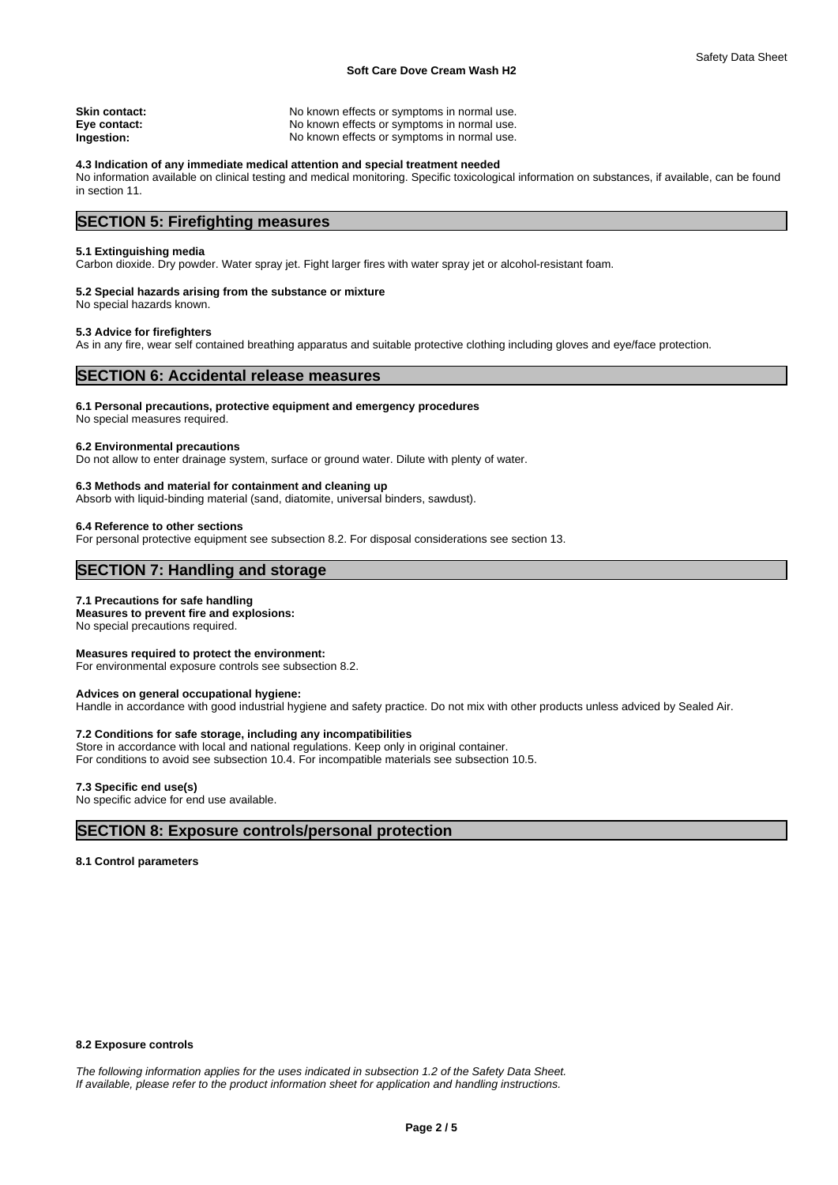**Skin contact:** No known effects or symptoms in normal use.
**Eye contact:** No known effects or symptoms in normal use.
**Ingestion:** No known effects or symptoms in normal use.

**4.3 Indication of any immediate medical attention and special treatment needed**
No information available on clinical testing and medical monitoring. Specific toxicological information on substances, if available, can be found in section 11.

## SECTION 5: Firefighting measures

**5.1 Extinguishing media**
Carbon dioxide. Dry powder. Water spray jet. Fight larger fires with water spray jet or alcohol-resistant foam.

**5.2 Special hazards arising from the substance or mixture**
No special hazards known.

**5.3 Advice for firefighters**
As in any fire, wear self contained breathing apparatus and suitable protective clothing including gloves and eye/face protection.

## SECTION 6: Accidental release measures

**6.1 Personal precautions, protective equipment and emergency procedures**
No special measures required.

**6.2 Environmental precautions**
Do not allow to enter drainage system, surface or ground water. Dilute with plenty of water.

**6.3 Methods and material for containment and cleaning up**
Absorb with liquid-binding material (sand, diatomite, universal binders, sawdust).

**6.4 Reference to other sections**
For personal protective equipment see subsection 8.2. For disposal considerations see section 13.

## SECTION 7: Handling and storage

**7.1 Precautions for safe handling**
**Measures to prevent fire and explosions:**
No special precautions required.

**Measures required to protect the environment:**
For environmental exposure controls see subsection 8.2.

**Advices on general occupational hygiene:**
Handle in accordance with good industrial hygiene and safety practice. Do not mix with other products unless adviced by Sealed Air.

**7.2 Conditions for safe storage, including any incompatibilities**
Store in accordance with local and national regulations. Keep only in original container.
For conditions to avoid see subsection 10.4. For incompatible materials see subsection 10.5.

**7.3 Specific end use(s)**
No specific advice for end use available.

## SECTION 8: Exposure controls/personal protection

**8.1 Control parameters**

**8.2 Exposure controls**

*The following information applies for the uses indicated in subsection 1.2 of the Safety Data Sheet.*
*If available, please refer to the product information sheet for application and handling instructions.*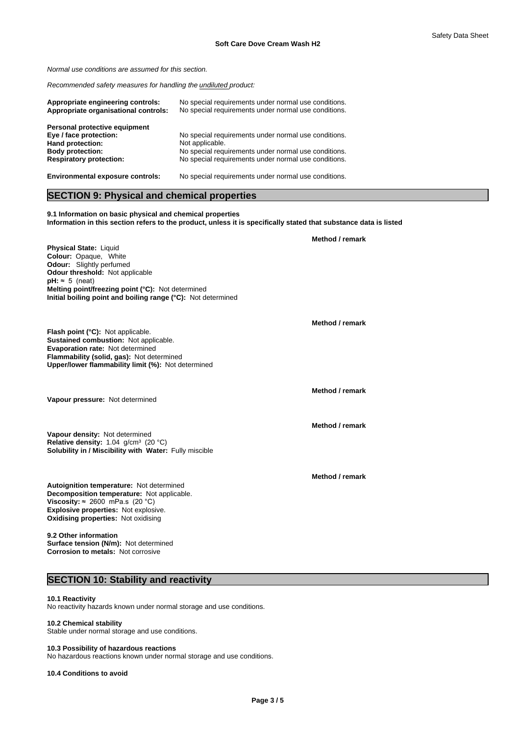*Normal use conditions are assumed for this section.*

*Recommended safety measures for handling the undiluted product:*

| | |
|---|---|
| **Appropriate engineering controls:** | No special requirements under normal use conditions. |
| **Appropriate organisational controls:** | No special requirements under normal use conditions. |

**Personal protective equipment**

| | |
|---|---|
| **Eye / face protection:** | No special requirements under normal use conditions. |
| **Hand protection:** | Not applicable. |
| **Body protection:** | No special requirements under normal use conditions. |
| **Respiratory protection:** | No special requirements under normal use conditions. |

| | |
|---|---|
| **Environmental exposure controls:** | No special requirements under normal use conditions. |

## SECTION 9: Physical and chemical properties

**9.1 Information on basic physical and chemical properties**
**Information in this section refers to the product, unless it is specifically stated that substance data is listed**

**Method / remark**

**Physical State:** Liquid
**Colour:** Opaque, White
**Odour:** Slightly perfumed
**Odour threshold:** Not applicable
**pH:** ≈ 5 (neat)
**Melting point/freezing point (°C):** Not determined
**Initial boiling point and boiling range (°C):** Not determined

**Method / remark**

**Flash point (°C):** Not applicable.
**Sustained combustion:** Not applicable.
**Evaporation rate:** Not determined
**Flammability (solid, gas):** Not determined
**Upper/lower flammability limit (%):** Not determined

**Method / remark**

**Vapour pressure:** Not determined

**Method / remark**

**Vapour density:** Not determined
**Relative density:** 1.04 g/cm³ (20 °C)
**Solubility in / Miscibility with Water:** Fully miscible

**Method / remark**

**Autoignition temperature:** Not determined
**Decomposition temperature:** Not applicable.
**Viscosity:** ≈ 2600 mPa.s (20 °C)
**Explosive properties:** Not explosive.
**Oxidising properties:** Not oxidising

**9.2 Other information**
**Surface tension (N/m):** Not determined
**Corrosion to metals:** Not corrosive

## SECTION 10: Stability and reactivity

**10.1 Reactivity**
No reactivity hazards known under normal storage and use conditions.

**10.2 Chemical stability**
Stable under normal storage and use conditions.

**10.3 Possibility of hazardous reactions**
No hazardous reactions known under normal storage and use conditions.

**10.4 Conditions to avoid**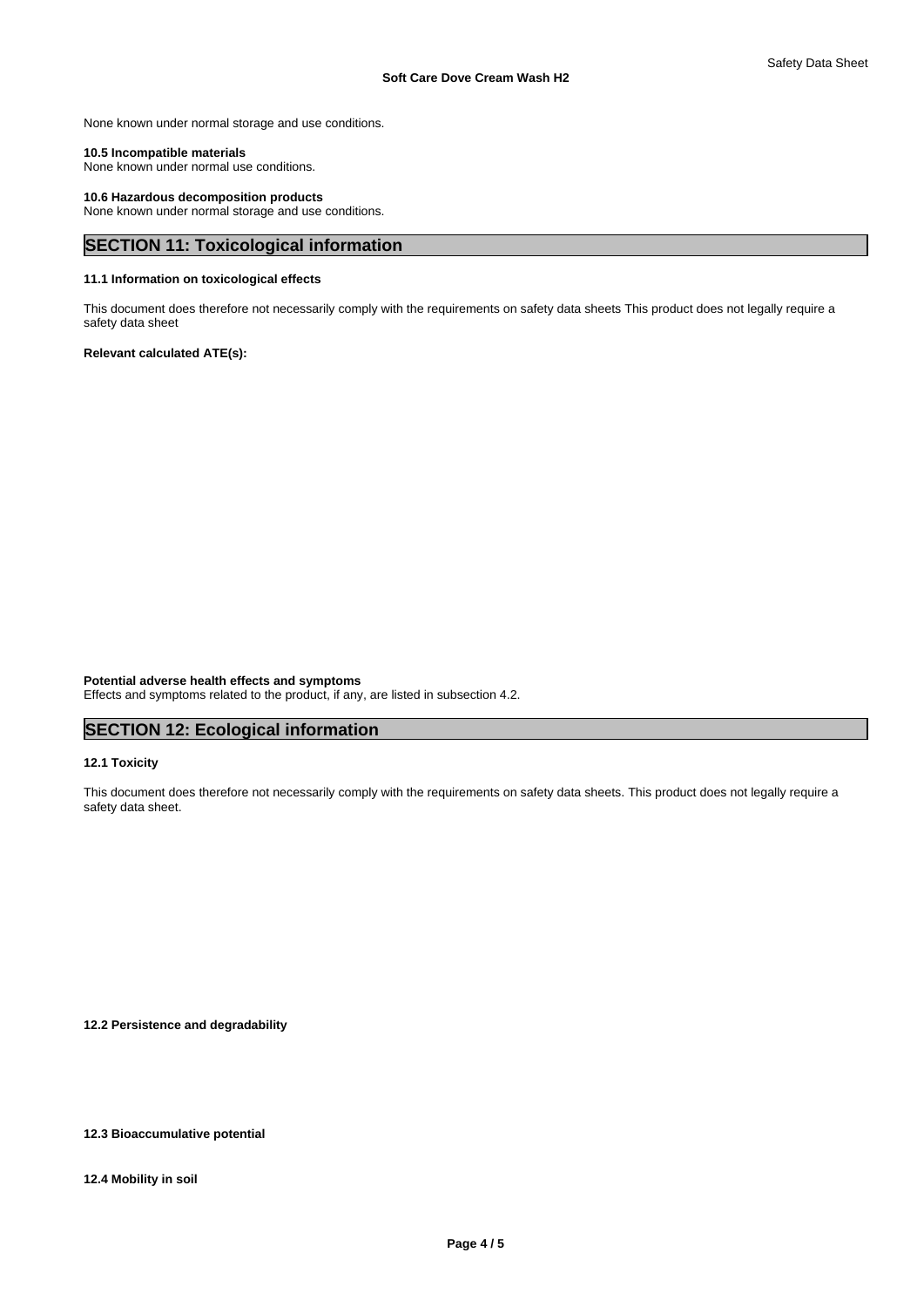None known under normal storage and use conditions.

**10.5 Incompatible materials**
None known under normal use conditions.

**10.6 Hazardous decomposition products**
None known under normal storage and use conditions.

## SECTION 11: Toxicological information

**11.1 Information on toxicological effects**

This document does therefore not necessarily comply with the requirements on safety data sheets This product does not legally require a safety data sheet

**Relevant calculated ATE(s):**

**Potential adverse health effects and symptoms**
Effects and symptoms related to the product, if any, are listed in subsection 4.2.

## SECTION 12: Ecological information

**12.1 Toxicity**

This document does therefore not necessarily comply with the requirements on safety data sheets. This product does not legally require a safety data sheet.

**12.2 Persistence and degradability**

**12.3 Bioaccumulative potential**

**12.4 Mobility in soil**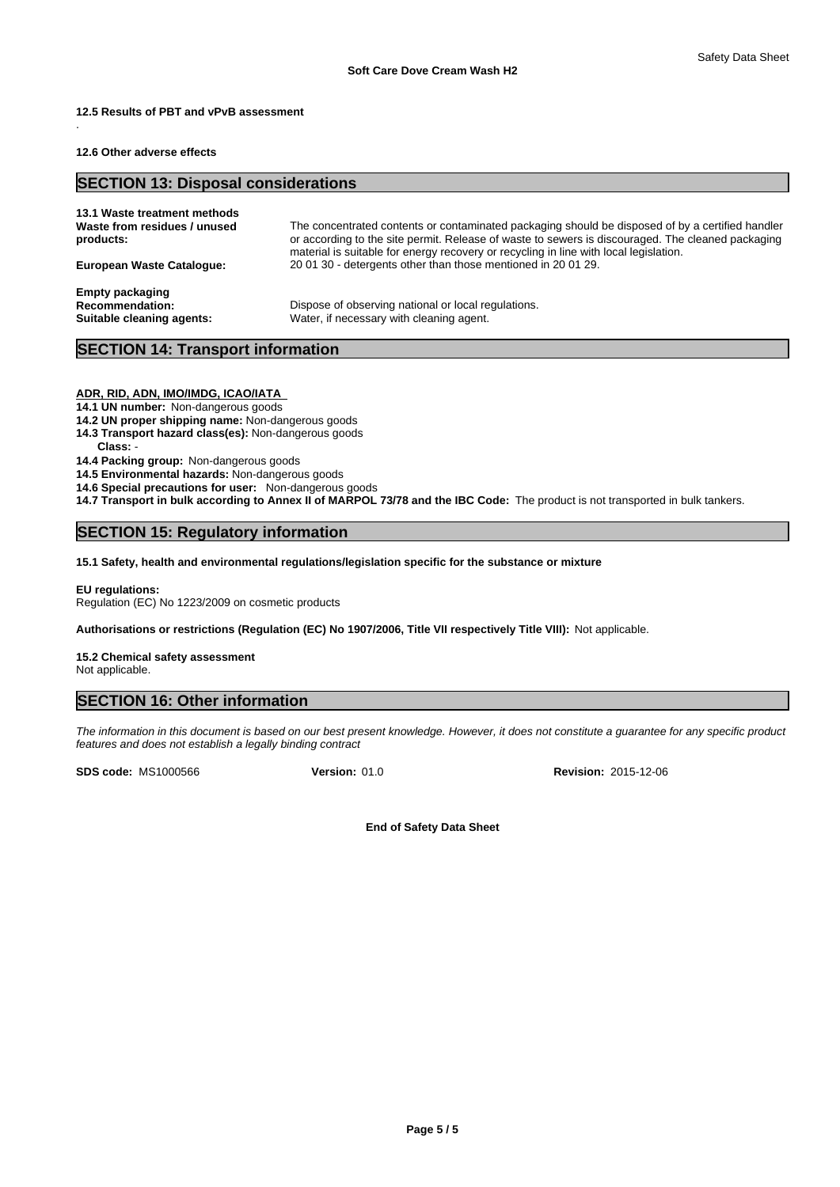**12.5 Results of PBT and vPvB assessment**

.

**12.6 Other adverse effects**

## SECTION 13: Disposal considerations

**13.1 Waste treatment methods**

**Waste from residues / unused products:** The concentrated contents or contaminated packaging should be disposed of by a certified handler or according to the site permit. Release of waste to sewers is discouraged. The cleaned packaging material is suitable for energy recovery or recycling in line with local legislation.

**European Waste Catalogue:** 20 01 30 - detergents other than those mentioned in 20 01 29.

**Empty packaging**

**Recommendation:** Dispose of observing national or local regulations.

**Suitable cleaning agents:** Water, if necessary with cleaning agent.

## SECTION 14: Transport information

**ADR, RID, ADN, IMO/IMDG, ICAO/IATA**

**14.1 UN number:** Non-dangerous goods

**14.2 UN proper shipping name:** Non-dangerous goods

**14.3 Transport hazard class(es):** Non-dangerous goods

**Class:** -

**14.4 Packing group:** Non-dangerous goods

**14.5 Environmental hazards:** Non-dangerous goods

**14.6 Special precautions for user:** Non-dangerous goods

**14.7 Transport in bulk according to Annex II of MARPOL 73/78 and the IBC Code:** The product is not transported in bulk tankers.

## SECTION 15: Regulatory information

**15.1 Safety, health and environmental regulations/legislation specific for the substance or mixture**

**EU regulations:**

Regulation (EC) No 1223/2009 on cosmetic products

**Authorisations or restrictions (Regulation (EC) No 1907/2006, Title VII respectively Title VIII):** Not applicable.

**15.2 Chemical safety assessment**

Not applicable.

## SECTION 16: Other information

*The information in this document is based on our best present knowledge. However, it does not constitute a guarantee for any specific product features and does not establish a legally binding contract*

**SDS code:** MS1000566 **Version:** 01.0 **Revision:** 2015-12-06

**End of Safety Data Sheet**